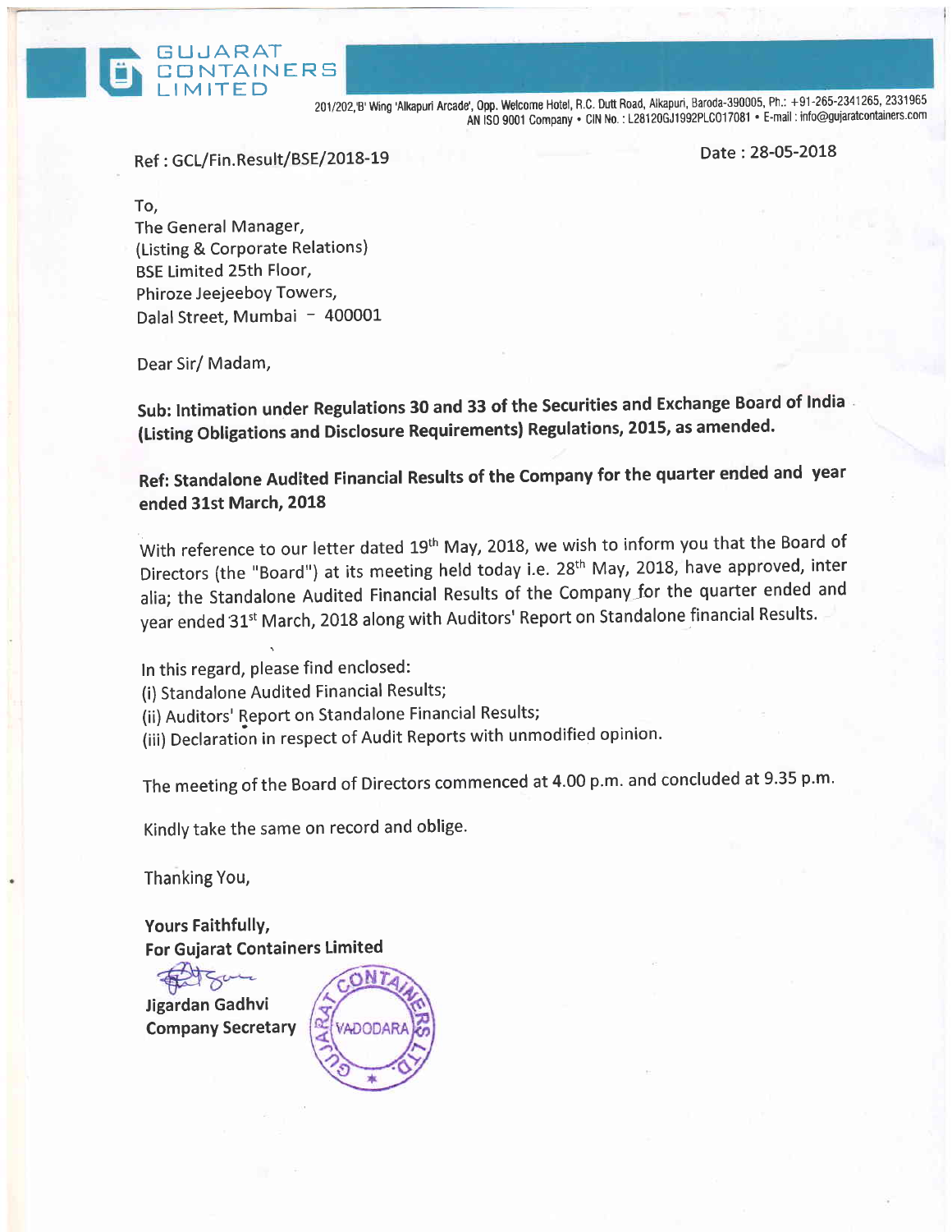**GUJARAT CONTAINERS LIMITED**

201/202,'B' Wing 'Alkapuri Arcade', Opp. Welcome Hotel, R.C. Dutt Road, Alkapuri, Baroda-390005, Ph.: +91-265-2341265, 2331965
AN ISO 9001 Company • CIN No. : L28120GJ1992PLC017081 • E-mail : info@gujaratcontainers.com

Ref : GCL/Fin.Result/BSE/2018-19

Date : 28-05-2018

To,
The General Manager,
(Listing & Corporate Relations)
BSE Limited 25th Floor,
Phiroze Jeejeeboy Towers,
Dalal Street, Mumbai – 400001

Dear Sir/ Madam,

**Sub: Intimation under Regulations 30 and 33 of the Securities and Exchange Board of India (Listing Obligations and Disclosure Requirements) Regulations, 2015, as amended.**

**Ref: Standalone Audited Financial Results of the Company for the quarter ended and year ended 31st March, 2018**

With reference to our letter dated 19th May, 2018, we wish to inform you that the Board of Directors (the "Board") at its meeting held today i.e. 28th May, 2018, have approved, inter alia; the Standalone Audited Financial Results of the Company for the quarter ended and year ended 31st March, 2018 along with Auditors' Report on Standalone financial Results.

In this regard, please find enclosed:
(i) Standalone Audited Financial Results;
(ii) Auditors' Report on Standalone Financial Results;
(iii) Declaration in respect of Audit Reports with unmodified opinion.

The meeting of the Board of Directors commenced at 4.00 p.m. and concluded at 9.35 p.m.

Kindly take the same on record and oblige.

Thanking You,

**Yours Faithfully,**
**For Gujarat Containers Limited**

**Jigardan Gadhvi**
**Company Secretary**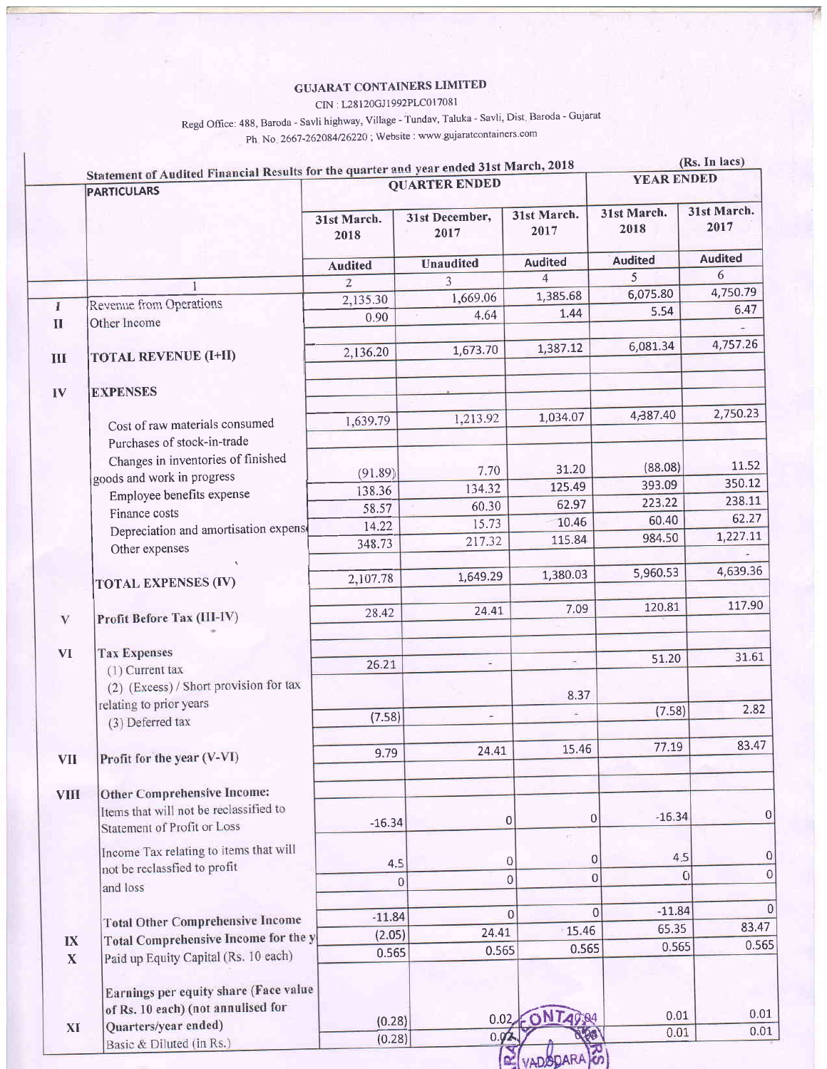# GUJARAT CONTAINERS LIMITED

CIN : L28120GJ1992PLC017081

Regd Office: 488, Baroda - Savli highway, Village - Tundav, Taluka - Savli, Dist. Baroda - Gujarat

Ph. No. 2667-262084/26220 ; Website : www.gujaratcontainers.com

## Statement of Audited Financial Results for the quarter and year ended 31st March, 2018

(Rs. In lacs)

| | PARTICULARS | QUARTER ENDED | | | YEAR ENDED | |
|---|---|---|---|---|---|---|
| | | 31st March. 2018 | 31st December, 2017 | 31st March. 2017 | 31st March. 2018 | 31st March. 2017 |
| | | Audited | Unaudited | Audited | Audited | Audited |
| | 1 | 2 | 3 | 4 | 5 | 6 |
| I | Revenue from Operations | 2,135.30 | 1,669.06 | 1,385.68 | 6,075.80 | 4,750.79 |
| II | Other Income | 0.90 | 4.64 | 1.44 | 5.54 | 6.47 |
| | | | | | | - |
| III | TOTAL REVENUE (I+II) | 2,136.20 | 1,673.70 | 1,387.12 | 6,081.34 | 4,757.26 |
| IV | EXPENSES | | | | | |
| | Cost of raw materials consumed | 1,639.79 | 1,213.92 | 1,034.07 | 4,387.40 | 2,750.23 |
| | Purchases of stock-in-trade | | | | | |
| | Changes in inventories of finished goods and work in progress | (91.89) | 7.70 | 31.20 | (88.08) | 11.52 |
| | Employee benefits expense | 138.36 | 134.32 | 125.49 | 393.09 | 350.12 |
| | Finance costs | 58.57 | 60.30 | 62.97 | 223.22 | 238.11 |
| | Depreciation and amortisation expense | 14.22 | 15.73 | 10.46 | 60.40 | 62.27 |
| | Other expenses | 348.73 | 217.32 | 115.84 | 984.50 | 1,227.11 |
| | | | | | | - |
| | TOTAL EXPENSES (IV) | 2,107.78 | 1,649.29 | 1,380.03 | 5,960.53 | 4,639.36 |
| V | Profit Before Tax (III-IV) | 28.42 | 24.41 | 7.09 | 120.81 | 117.90 |
| VI | Tax Expenses | | | | | |
| | (1) Current tax | 26.21 | - | - | 51.20 | 31.61 |
| | (2) (Excess) / Short provision for tax relating to prior years | | | 8.37 | | |
| | (3) Deferred tax | (7.58) | - | - | (7.58) | 2.82 |
| VII | Profit for the year (V-VI) | 9.79 | 24.41 | 15.46 | 77.19 | 83.47 |
| VIII | Other Comprehensive Income: | | | | | |
| | Items that will not be reclassified to Statement of Profit or Loss | -16.34 | 0 | 0 | -16.34 | 0 |
| | Income Tax relating to items that will not be reclassfied to profit and loss | 4.5 | 0 | 0 | 4.5 | 0 |
| | | 0 | 0 | 0 | 0 | 0 |
| | Total Other Comprehensive Income | -11.84 | 0 | 0 | -11.84 | 0 |
| IX | Total Comprehensive Income for the y | (2.05) | 24.41 | 15.46 | 65.35 | 83.47 |
| X | Paid up Equity Capital (Rs. 10 each) | 0.565 | 0.565 | 0.565 | 0.565 | 0.565 |
| XI | Earnings per equity share (Face value of Rs. 10 each) (not annulised for Quarters/year ended) | (0.28) | 0.02 | 0.04 | 0.01 | 0.01 |
| | Basic & Diluted (in Rs.) | (0.28) | 0.02 | 0.04 | 0.01 | 0.01 |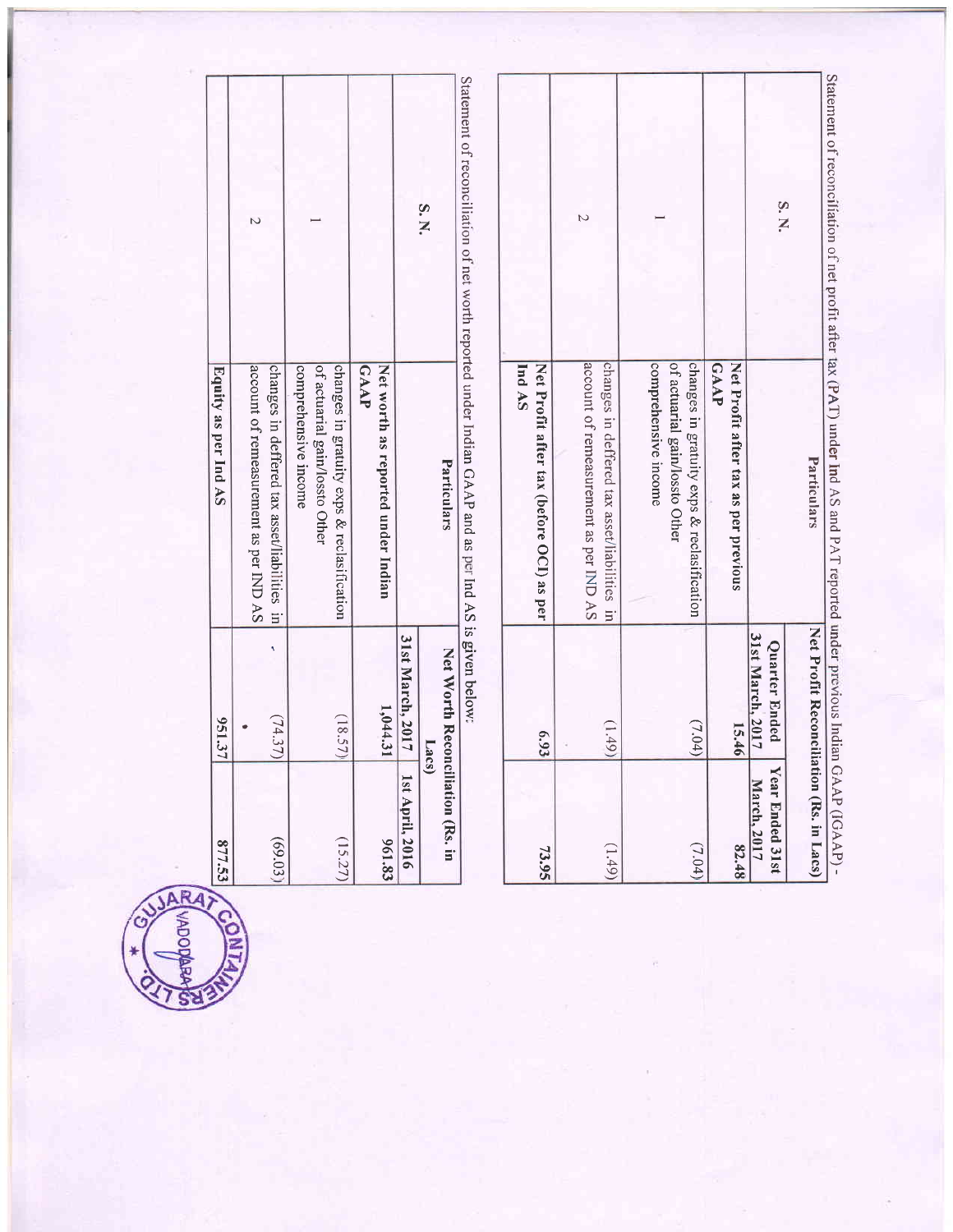Statement of reconciliation of net profit after tax (PAT) under Ind AS and PAT reported under previous Indian GAAP (IGAAP) -

| S. N. | Particulars | Net Profit Reconciliation (Rs. in Lacs) | |
|---|---|---|---|
| | | Quarter Ended 31st March, 2017 | Year Ended 31st March, 2017 |
| | **Net Profit after tax as per previous GAAP** | 15.46 | 82.48 |
| 1 | changes in gratuity exps & reclasification of actuarial gain/lossto Other comprehensive income | (7.04) | (7.04) |
| 2 | changes in deffered tax asset/liabilities in account of remeasurement as per IND AS | (1.49) | (1.49) |
| | **Net Profit after tax (before OCI) as per Ind AS** | 6.93 | 73.95 |

Statement of reconciliation of net worth reported under Indian GAAP and as per Ind AS is given below:

| S. N. | Particulars | Net Worth Reconciliation (Rs. in Lacs) | |
|---|---|---|---|
| | | 31st March, 2017 | 1st April, 2016 |
| | **Net worth as reported under Indian GAAP** | 1,044.31 | 961.83 |
| 1 | changes in gratuity exps & reclasification of actuarial gain/lossto Other comprehensive income | (18.57) | (15.27) |
| 2 | changes in deffered tax asset/liabilities in account of remeasurement as per IND AS | (74.37) | (69.03) |
| | **Equity as per Ind AS** | 951.37 | 877.53 |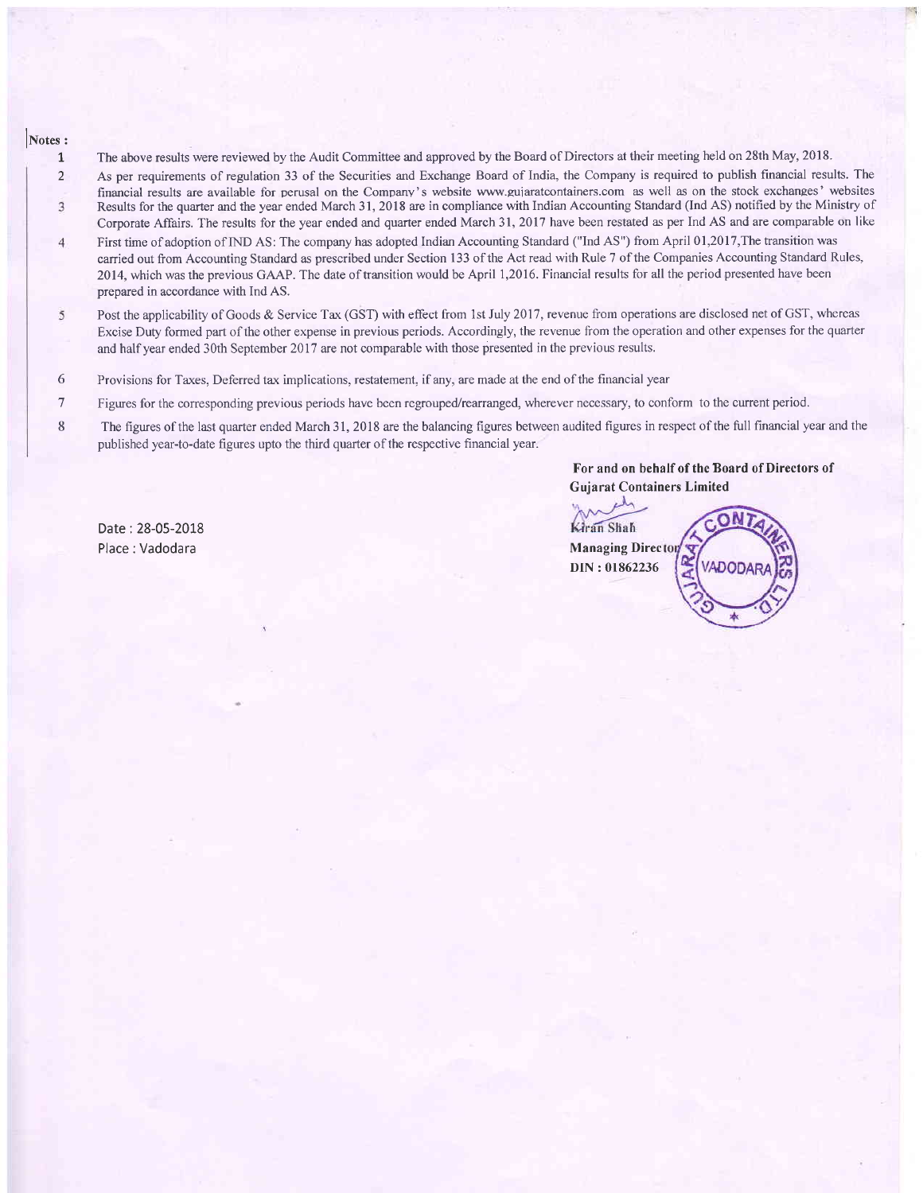**Notes :**

1. The above results were reviewed by the Audit Committee and approved by the Board of Directors at their meeting held on 28th May, 2018.
2. As per requirements of regulation 33 of the Securities and Exchange Board of India, the Company is required to publish financial results. The financial results are available for perusal on the Company's website www.gujaratcontainers.com as well as on the stock exchanges' websites
3. Results for the quarter and the year ended March 31, 2018 are in compliance with Indian Accounting Standard (Ind AS) notified by the Ministry of Corporate Affairs. The results for the year ended and quarter ended March 31, 2017 have been restated as per Ind AS and are comparable on like
4. First time of adoption of IND AS: The company has adopted Indian Accounting Standard ("Ind AS") from April 01,2017,The transition was carried out from Accounting Standard as prescribed under Section 133 of the Act read with Rule 7 of the Companies Accounting Standard Rules, 2014, which was the previous GAAP. The date of transition would be April 1,2016. Financial results for all the period presented have been prepared in accordance with Ind AS.
5. Post the applicability of Goods & Service Tax (GST) with effect from 1st July 2017, revenue from operations are disclosed net of GST, whereas Excise Duty formed part of the other expense in previous periods. Accordingly, the revenue from the operation and other expenses for the quarter and half year ended 30th September 2017 are not comparable with those presented in the previous results.
6. Provisions for Taxes, Deferred tax implications, restatement, if any, are made at the end of the financial year
7. Figures for the corresponding previous periods have been regrouped/rearranged, wherever necessary, to conform to the current period.
8. The figures of the last quarter ended March 31, 2018 are the balancing figures between audited figures in respect of the full financial year and the published year-to-date figures upto the third quarter of the respective financial year.

**For and on behalf of the Board of Directors of Gujarat Containers Limited**

Kiran Shah
**Managing Director**
**DIN : 01862236**

Date : 28-05-2018
Place : Vadodara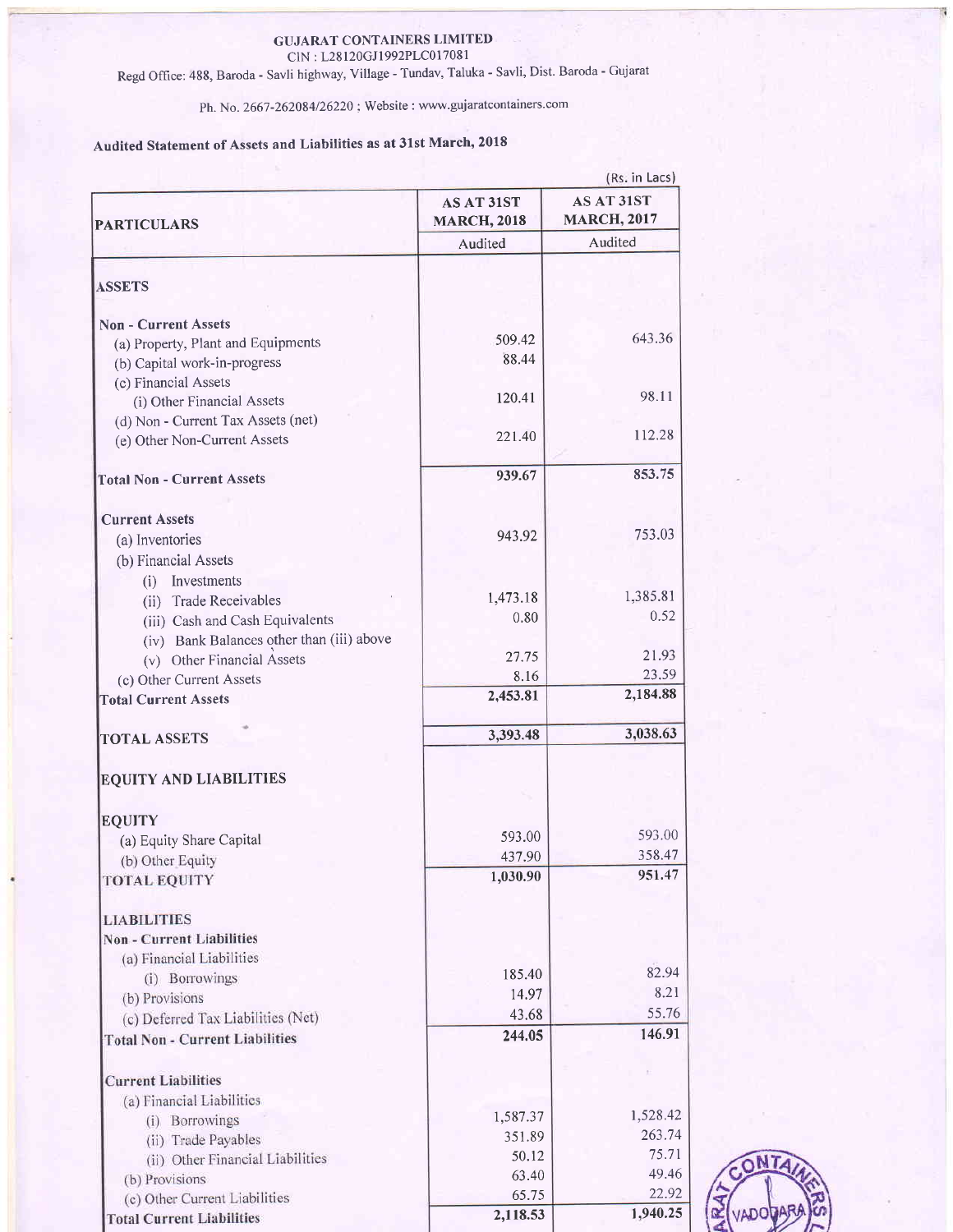GUJARAT CONTAINERS LIMITED

CIN : L28120GJ1992PLC017081

Regd Office: 488, Baroda - Savli highway, Village - Tundav, Taluka - Savli, Dist. Baroda - Gujarat

Ph. No. 2667-262084/26220 ; Website : www.gujaratcontainers.com

## Audited Statement of Assets and Liabilities as at 31st March, 2018

(Rs. in Lacs)

| PARTICULARS | AS AT 31ST MARCH, 2018 | AS AT 31ST MARCH, 2017 |
|---|---|---|
| | Audited | Audited |
| **ASSETS** | | |
| **Non - Current Assets** | | |
| (a) Property, Plant and Equipments | 509.42 | 643.36 |
| (b) Capital work-in-progress | 88.44 | |
| (c) Financial Assets | | |
| (i) Other Financial Assets | 120.41 | 98.11 |
| (d) Non - Current Tax Assets (net) | | |
| (e) Other Non-Current Assets | 221.40 | 112.28 |
| **Total Non - Current Assets** | 939.67 | 853.75 |
| **Current Assets** | | |
| (a) Inventories | 943.92 | 753.03 |
| (b) Financial Assets | | |
| (i) Investments | | |
| (ii) Trade Receivables | 1,473.18 | 1,385.81 |
| (iii) Cash and Cash Equivalents | 0.80 | 0.52 |
| (iv) Bank Balances other than (iii) above | | |
| (v) Other Financial Assets | 27.75 | 21.93 |
| (c) Other Current Assets | 8.16 | 23.59 |
| **Total Current Assets** | 2,453.81 | 2,184.88 |
| **TOTAL ASSETS** | 3,393.48 | 3,038.63 |
| **EQUITY AND LIABILITIES** | | |
| **EQUITY** | | |
| (a) Equity Share Capital | 593.00 | 593.00 |
| (b) Other Equity | 437.90 | 358.47 |
| **TOTAL EQUITY** | 1,030.90 | 951.47 |
| **LIABILITIES** | | |
| **Non - Current Liabilities** | | |
| (a) Financial Liabilities | | |
| (i) Borrowings | 185.40 | 82.94 |
| (b) Provisions | 14.97 | 8.21 |
| (c) Deferred Tax Liabilities (Net) | 43.68 | 55.76 |
| **Total Non - Current Liabilities** | 244.05 | 146.91 |
| **Current Liabilities** | | |
| (a) Financial Liabilities | | |
| (i) Borrowings | 1,587.37 | 1,528.42 |
| (ii) Trade Payables | 351.89 | 263.74 |
| (ii) Other Financial Liabilities | 50.12 | 75.71 |
| (b) Provisions | 63.40 | 49.46 |
| (c) Other Current Liabilities | 65.75 | 22.92 |
| **Total Current Liabilities** | 2,118.53 | 1,940.25 |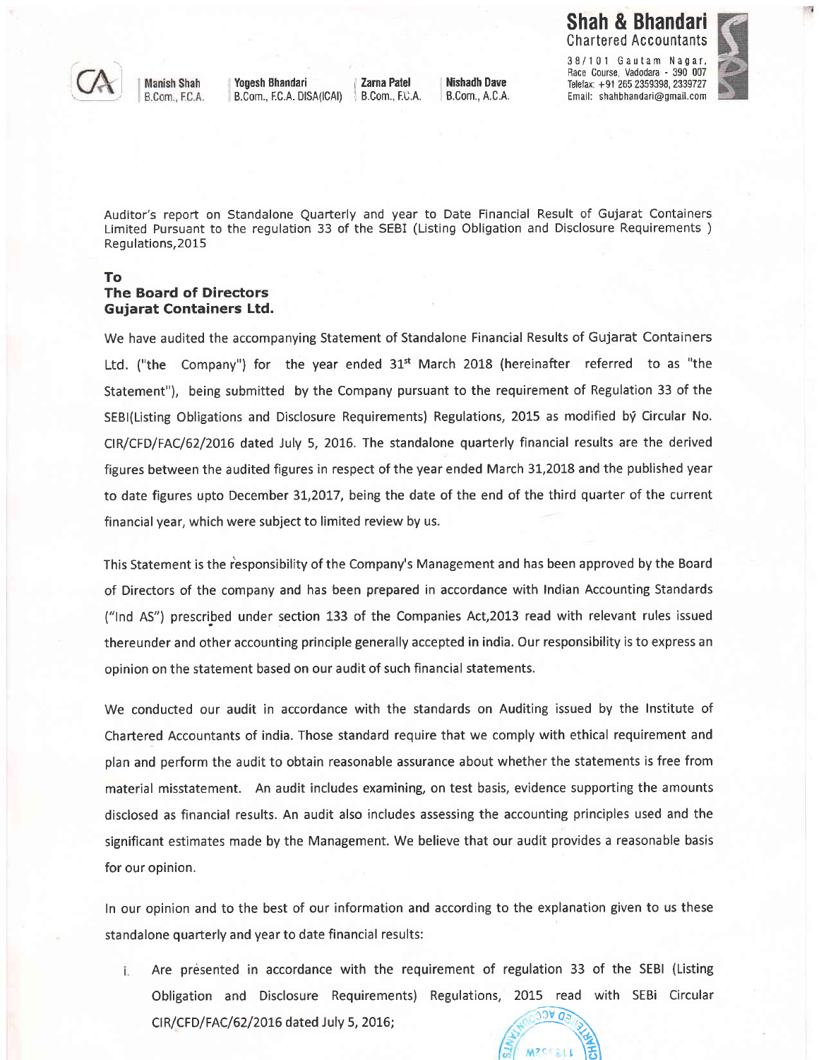**Shah & Bhandari**
Chartered Accountants

38/101 Gautam Nagar, Race Course, Vadodara - 390 007
Telefax: +91 265 2359398, 2339727
Email: shahbhandari@gmail.com

Manish Shah B.Com., F.C.A. | Yogesh Bhandari B.Com., F.C.A. DISA(ICAI) | Zarna Patel B.Com., F.C.A. | Nishadh Dave B.Com., A.C.A.

Auditor's report on Standalone Quarterly and year to Date Financial Result of Gujarat Containers Limited Pursuant to the regulation 33 of the SEBI (Listing Obligation and Disclosure Requirements ) Regulations,2015

**To**
**The Board of Directors**
**Gujarat Containers Ltd.**

We have audited the accompanying Statement of Standalone Financial Results of Gujarat Containers Ltd. ("the Company") for the year ended 31st March 2018 (hereinafter referred to as "the Statement"), being submitted by the Company pursuant to the requirement of Regulation 33 of the SEBI(Listing Obligations and Disclosure Requirements) Regulations, 2015 as modified by Circular No. CIR/CFD/FAC/62/2016 dated July 5, 2016. The standalone quarterly financial results are the derived figures between the audited figures in respect of the year ended March 31,2018 and the published year to date figures upto December 31,2017, being the date of the end of the third quarter of the current financial year, which were subject to limited review by us.

This Statement is the responsibility of the Company's Management and has been approved by the Board of Directors of the company and has been prepared in accordance with Indian Accounting Standards ("Ind AS") prescribed under section 133 of the Companies Act,2013 read with relevant rules issued thereunder and other accounting principle generally accepted in india. Our responsibility is to express an opinion on the statement based on our audit of such financial statements.

We conducted our audit in accordance with the standards on Auditing issued by the Institute of Chartered Accountants of india. Those standard require that we comply with ethical requirement and plan and perform the audit to obtain reasonable assurance about whether the statements is free from material misstatement. An audit includes examining, on test basis, evidence supporting the amounts disclosed as financial results. An audit also includes assessing the accounting principles used and the significant estimates made by the Management. We believe that our audit provides a reasonable basis for our opinion.

In our opinion and to the best of our information and according to the explanation given to us these standalone quarterly and year to date financial results:

i. Are presented in accordance with the requirement of regulation 33 of the SEBI (Listing Obligation and Disclosure Requirements) Regulations, 2015 read with SEBi Circular CIR/CFD/FAC/62/2016 dated July 5, 2016;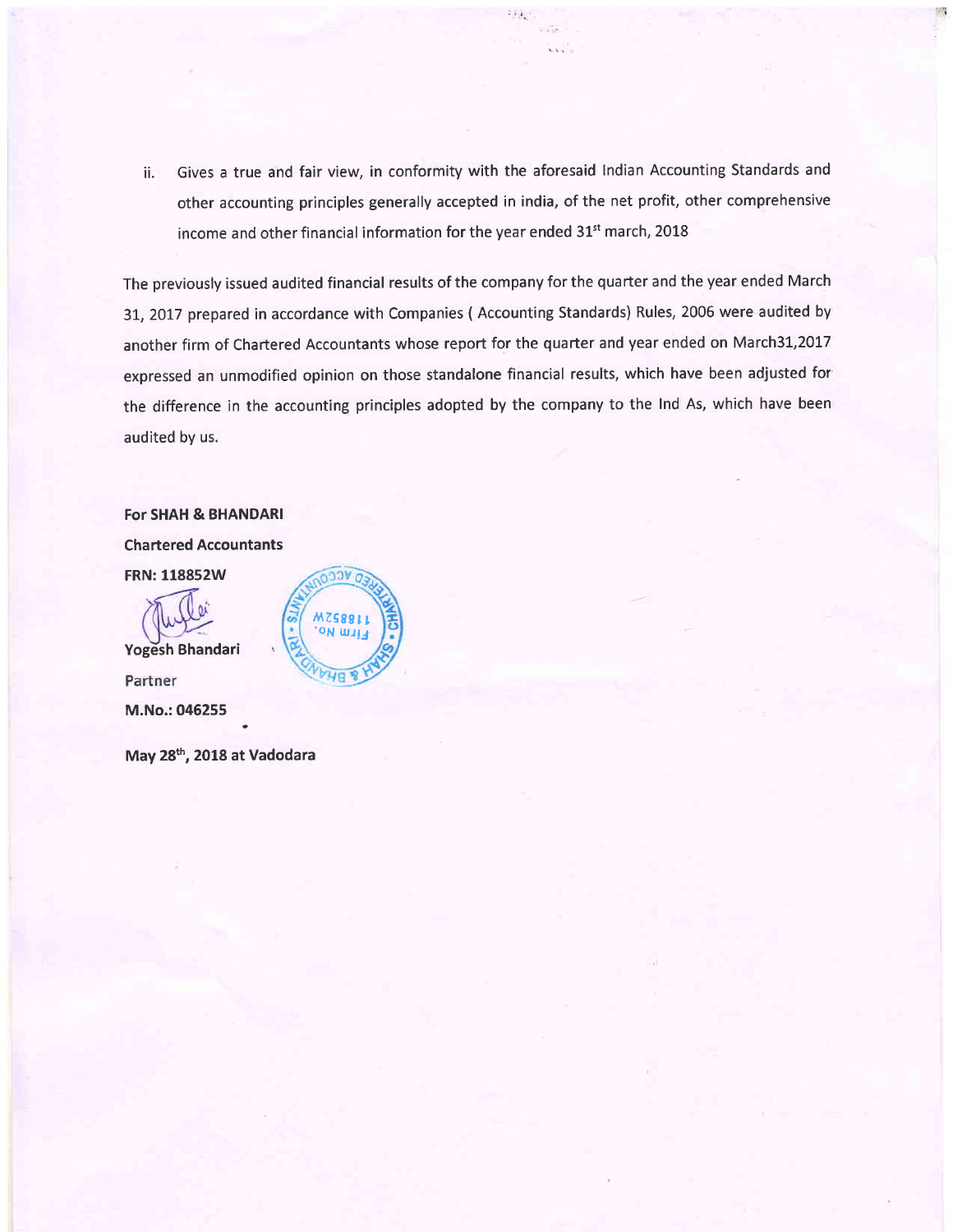ii. Gives a true and fair view, in conformity with the aforesaid Indian Accounting Standards and other accounting principles generally accepted in india, of the net profit, other comprehensive income and other financial information for the year ended 31st march, 2018

The previously issued audited financial results of the company for the quarter and the year ended March 31, 2017 prepared in accordance with Companies ( Accounting Standards) Rules, 2006 were audited by another firm of Chartered Accountants whose report for the quarter and year ended on March31,2017 expressed an unmodified opinion on those standalone financial results, which have been adjusted for the difference in the accounting principles adopted by the company to the Ind As, which have been audited by us.

**For SHAH & BHANDARI**

**Chartered Accountants**

**FRN: 118852W**

**Yogesh Bhandari**

Partner

**M.No.: 046255**

**May 28th, 2018 at Vadodara**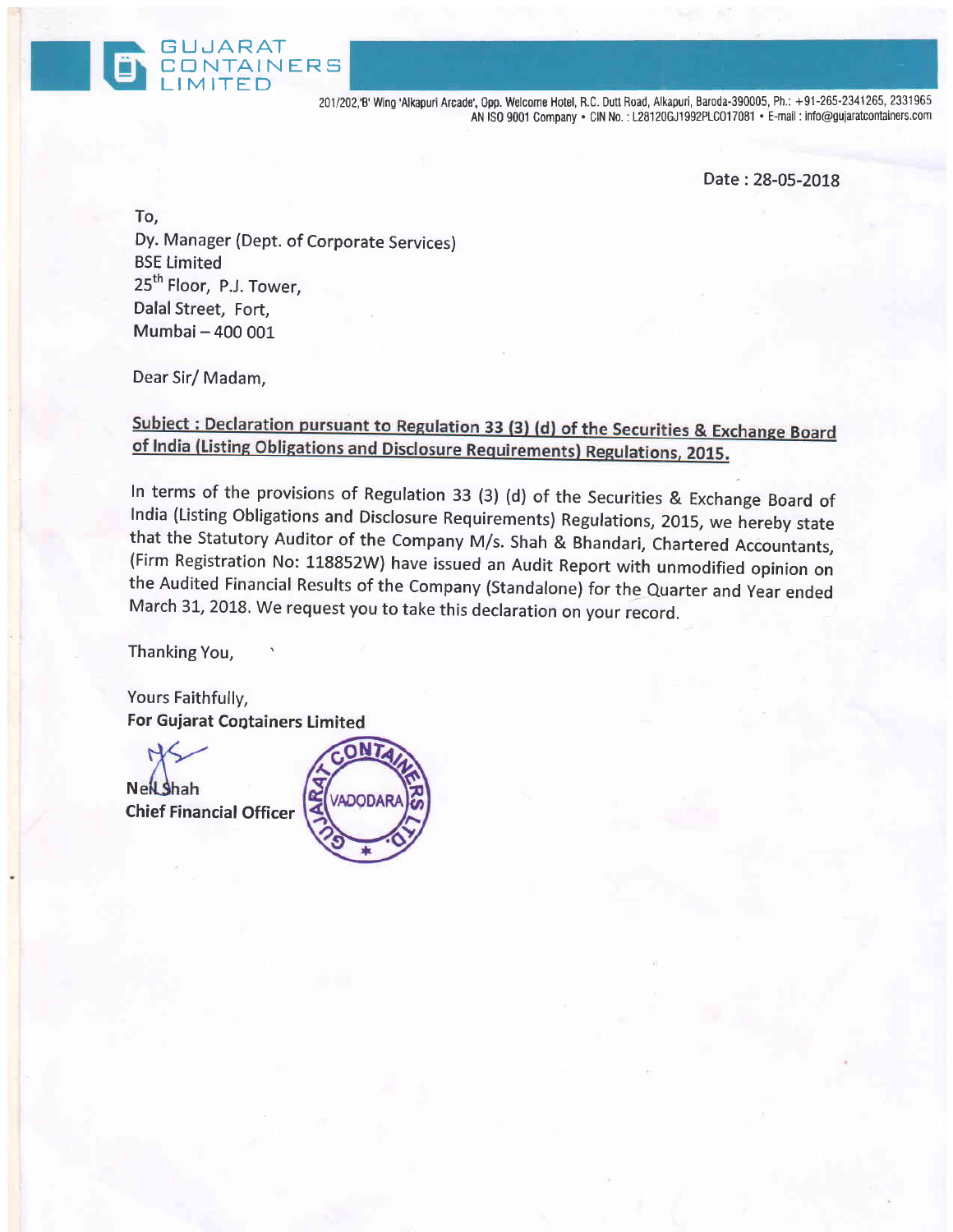GUJARAT CONTAINERS LIMITED

201/202,'B' Wing 'Alkapuri Arcade', Opp. Welcome Hotel, R.C. Dutt Road, Alkapuri, Baroda-390005, Ph.: +91-265-2341265, 2331965
AN ISO 9001 Company • CIN No. : L28120GJ1992PLC017081 • E-mail : info@gujaratcontainers.com

Date : 28-05-2018

To,
Dy. Manager (Dept. of Corporate Services)
BSE Limited
25th Floor, P.J. Tower,
Dalal Street, Fort,
Mumbai – 400 001

Dear Sir/ Madam,

**Subject : Declaration pursuant to Regulation 33 (3) (d) of the Securities & Exchange Board of India (Listing Obligations and Disclosure Requirements) Regulations, 2015.**

In terms of the provisions of Regulation 33 (3) (d) of the Securities & Exchange Board of India (Listing Obligations and Disclosure Requirements) Regulations, 2015, we hereby state that the Statutory Auditor of the Company M/s. Shah & Bhandari, Chartered Accountants, (Firm Registration No: 118852W) have issued an Audit Report with unmodified opinion on the Audited Financial Results of the Company (Standalone) for the Quarter and Year ended March 31, 2018. We request you to take this declaration on your record.

Thanking You,

Yours Faithfully,
**For Gujarat Containers Limited**

**Neil Shah**
**Chief Financial Officer**

GUJARAT CONTAINERS LTD. VADODARA